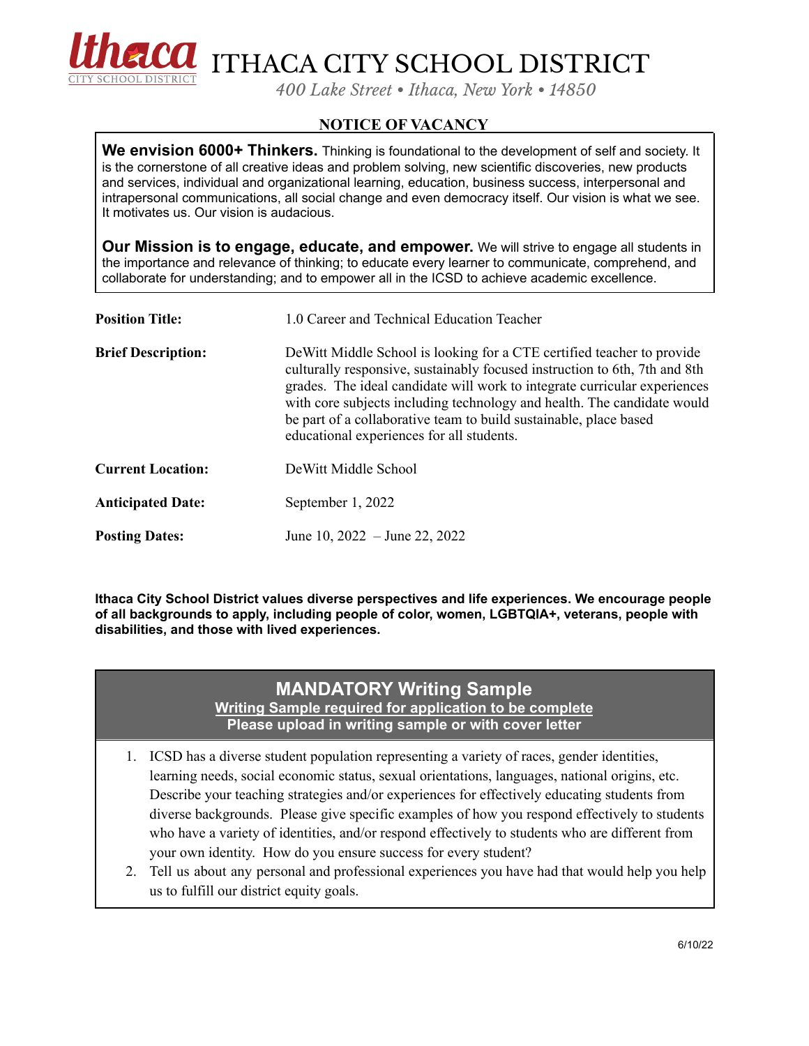# ITHACA CITY SCHOOL DISTRICT

*400 Lake Street • Ithaca, New York • 14850*

## NOTICE OF VACANCY

**We envision 6000+ Thinkers.** Thinking is foundational to the development of self and society. It is the cornerstone of all creative ideas and problem solving, new scientific discoveries, new products and services, individual and organizational learning, education, business success, interpersonal and intrapersonal communications, all social change and even democracy itself. Our vision is what we see. It motivates us. Our vision is audacious.

**Our Mission is to engage, educate, and empower.** We will strive to engage all students in the importance and relevance of thinking; to educate every learner to communicate, comprehend, and collaborate for understanding; and to empower all in the ICSD to achieve academic excellence.

**Position Title:** 1.0 Career and Technical Education Teacher

**Brief Description:** DeWitt Middle School is looking for a CTE certified teacher to provide culturally responsive, sustainably focused instruction to 6th, 7th and 8th grades. The ideal candidate will work to integrate curricular experiences with core subjects including technology and health. The candidate would be part of a collaborative team to build sustainable, place based educational experiences for all students.

**Current Location:** DeWitt Middle School

**Anticipated Date:** September 1, 2022

**Posting Dates:** June 10, 2022 – June 22, 2022

**Ithaca City School District values diverse perspectives and life experiences. We encourage people of all backgrounds to apply, including people of color, women, LGBTQIA+, veterans, people with disabilities, and those with lived experiences.**

## MANDATORY Writing Sample

**Writing Sample required for application to be complete**

**Please upload in writing sample or with cover letter**

1. ICSD has a diverse student population representing a variety of races, gender identities, learning needs, social economic status, sexual orientations, languages, national origins, etc. Describe your teaching strategies and/or experiences for effectively educating students from diverse backgrounds. Please give specific examples of how you respond effectively to students who have a variety of identities, and/or respond effectively to students who are different from your own identity. How do you ensure success for every student?
2. Tell us about any personal and professional experiences you have had that would help you help us to fulfill our district equity goals.

6/10/22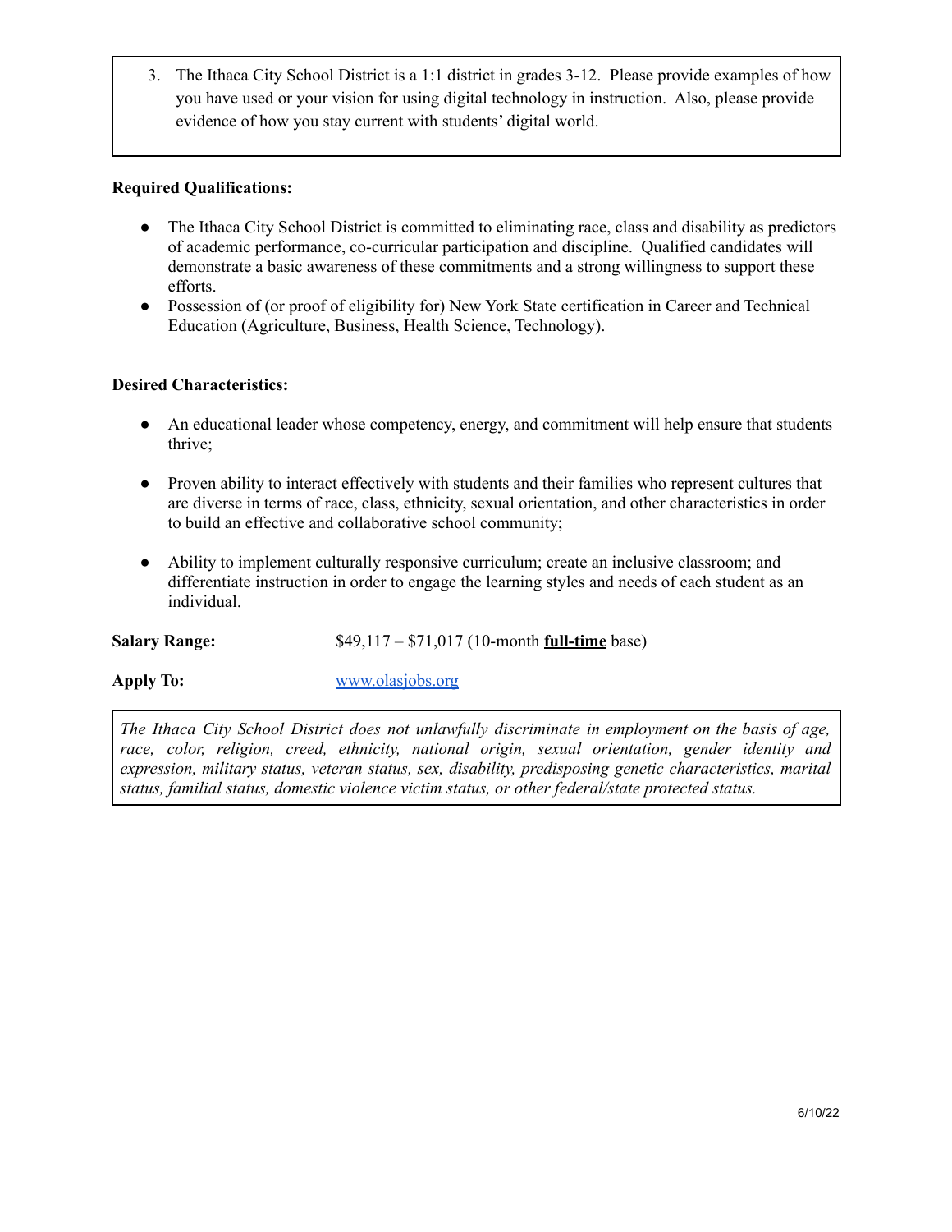3. The Ithaca City School District is a 1:1 district in grades 3-12. Please provide examples of how you have used or your vision for using digital technology in instruction. Also, please provide evidence of how you stay current with students' digital world.

**Required Qualifications:**

- The Ithaca City School District is committed to eliminating race, class and disability as predictors of academic performance, co-curricular participation and discipline. Qualified candidates will demonstrate a basic awareness of these commitments and a strong willingness to support these efforts.
- Possession of (or proof of eligibility for) New York State certification in Career and Technical Education (Agriculture, Business, Health Science, Technology).

**Desired Characteristics:**

- An educational leader whose competency, energy, and commitment will help ensure that students thrive;
- Proven ability to interact effectively with students and their families who represent cultures that are diverse in terms of race, class, ethnicity, sexual orientation, and other characteristics in order to build an effective and collaborative school community;
- Ability to implement culturally responsive curriculum; create an inclusive classroom; and differentiate instruction in order to engage the learning styles and needs of each student as an individual.

**Salary Range:** $49,117 – $71,017 (10-month **full-time** base)

**Apply To:** [www.olasjobs.org](http://www.olasjobs.org)

*The Ithaca City School District does not unlawfully discriminate in employment on the basis of age, race, color, religion, creed, ethnicity, national origin, sexual orientation, gender identity and expression, military status, veteran status, sex, disability, predisposing genetic characteristics, marital status, familial status, domestic violence victim status, or other federal/state protected status.*

6/10/22